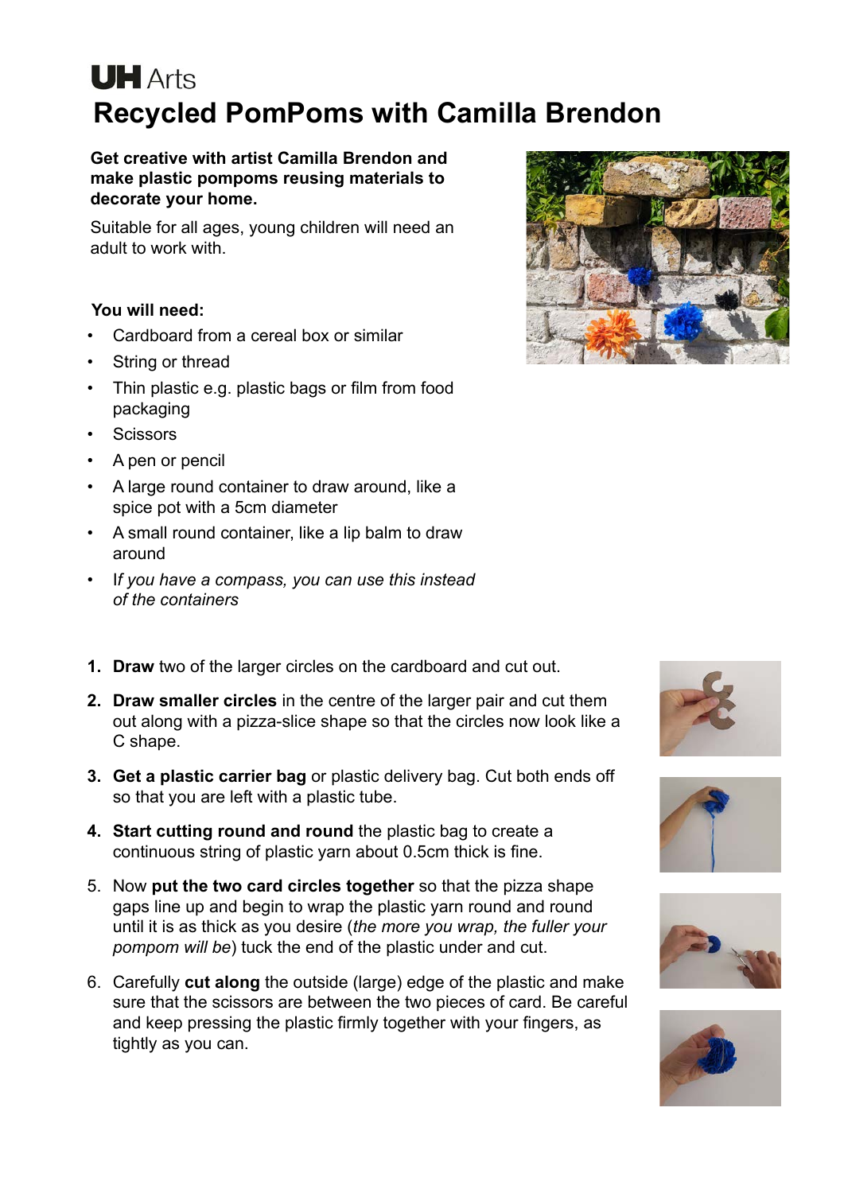**UH** Arts

# Recycled PomPoms with Camilla Brendon

**Get creative with artist Camilla Brendon and make plastic pompoms reusing materials to decorate your home.**

Suitable for all ages, young children will need an adult to work with.

**You will need:**

- Cardboard from a cereal box or similar
- String or thread
- Thin plastic e.g. plastic bags or film from food packaging
- Scissors
- A pen or pencil
- A large round container to draw around, like a spice pot with a 5cm diameter
- A small round container, like a lip balm to draw around
- I*f you have a compass, you can use this instead of the containers*

1. **Draw** two of the larger circles on the cardboard and cut out.
2. **Draw smaller circles** in the centre of the larger pair and cut them out along with a pizza-slice shape so that the circles now look like a C shape.
3. **Get a plastic carrier bag** or plastic delivery bag. Cut both ends off so that you are left with a plastic tube.
4. **Start cutting round and round** the plastic bag to create a continuous string of plastic yarn about 0.5cm thick is fine.
5. Now **put the two card circles together** so that the pizza shape gaps line up and begin to wrap the plastic yarn round and round until it is as thick as you desire (*the more you wrap, the fuller your pompom will be*) tuck the end of the plastic under and cut.
6. Carefully **cut along** the outside (large) edge of the plastic and make sure that the scissors are between the two pieces of card. Be careful and keep pressing the plastic firmly together with your fingers, as tightly as you can.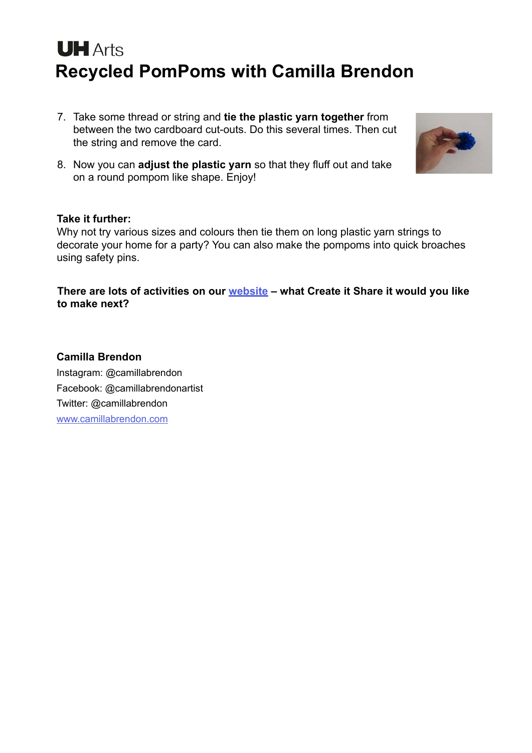UH Arts

# Recycled PomPoms with Camilla Brendon

7. Take some thread or string and **tie the plastic yarn together** from between the two cardboard cut-outs. Do this several times. Then cut the string and remove the card.
8. Now you can **adjust the plastic yarn** so that they fluff out and take on a round pompom like shape. Enjoy!

**Take it further:**
Why not try various sizes and colours then tie them on long plastic yarn strings to decorate your home for a party? You can also make the pompoms into quick broaches using safety pins.

**There are lots of activities on our website – what Create it Share it would you like to make next?**

**Camilla Brendon**
Instagram: @camillabrendon
Facebook: @camillabrendonartist
Twitter: @camillabrendon
www.camillabrendon.com